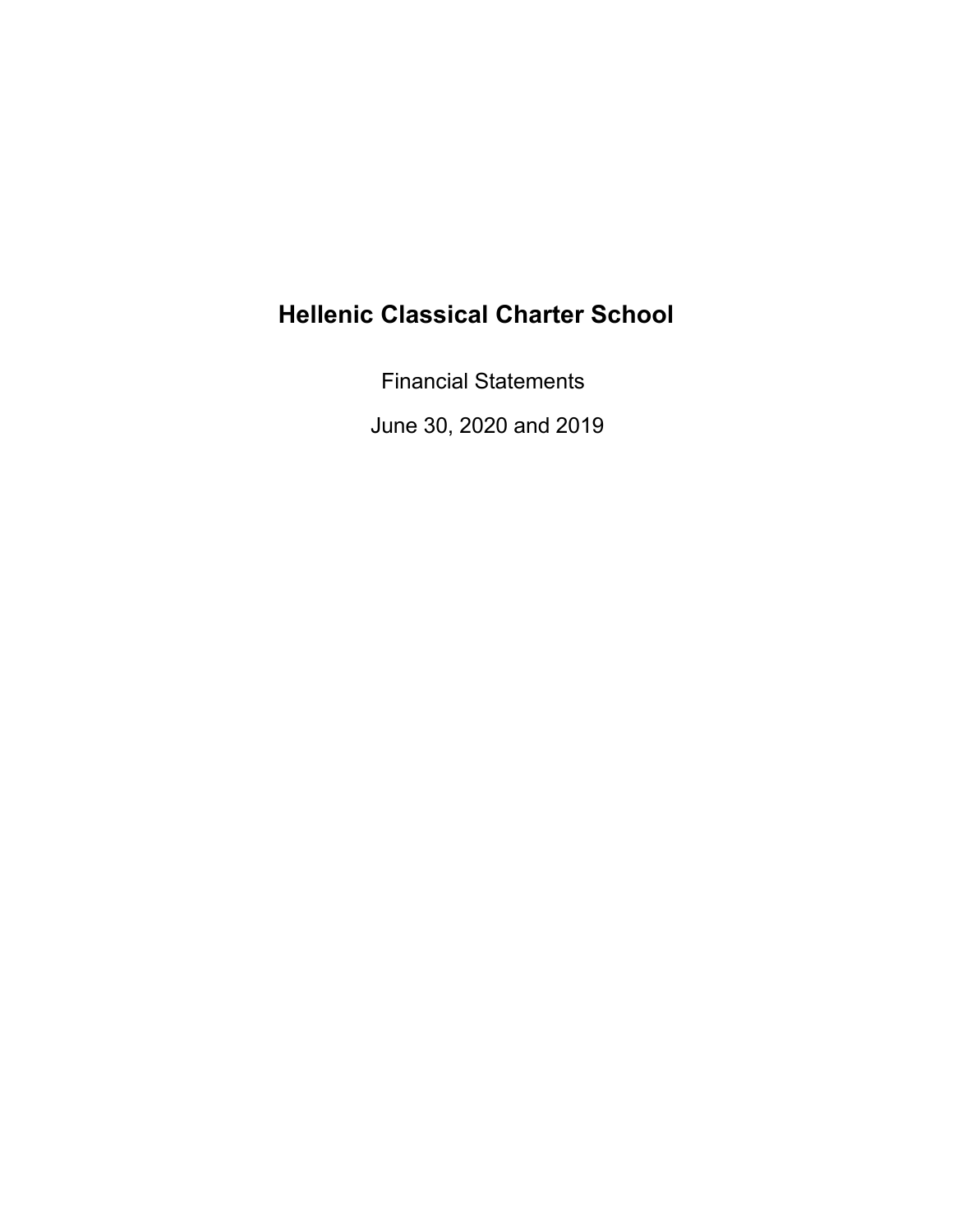# Hellenic Classical Charter School

Financial Statements

June 30, 2020 and 2019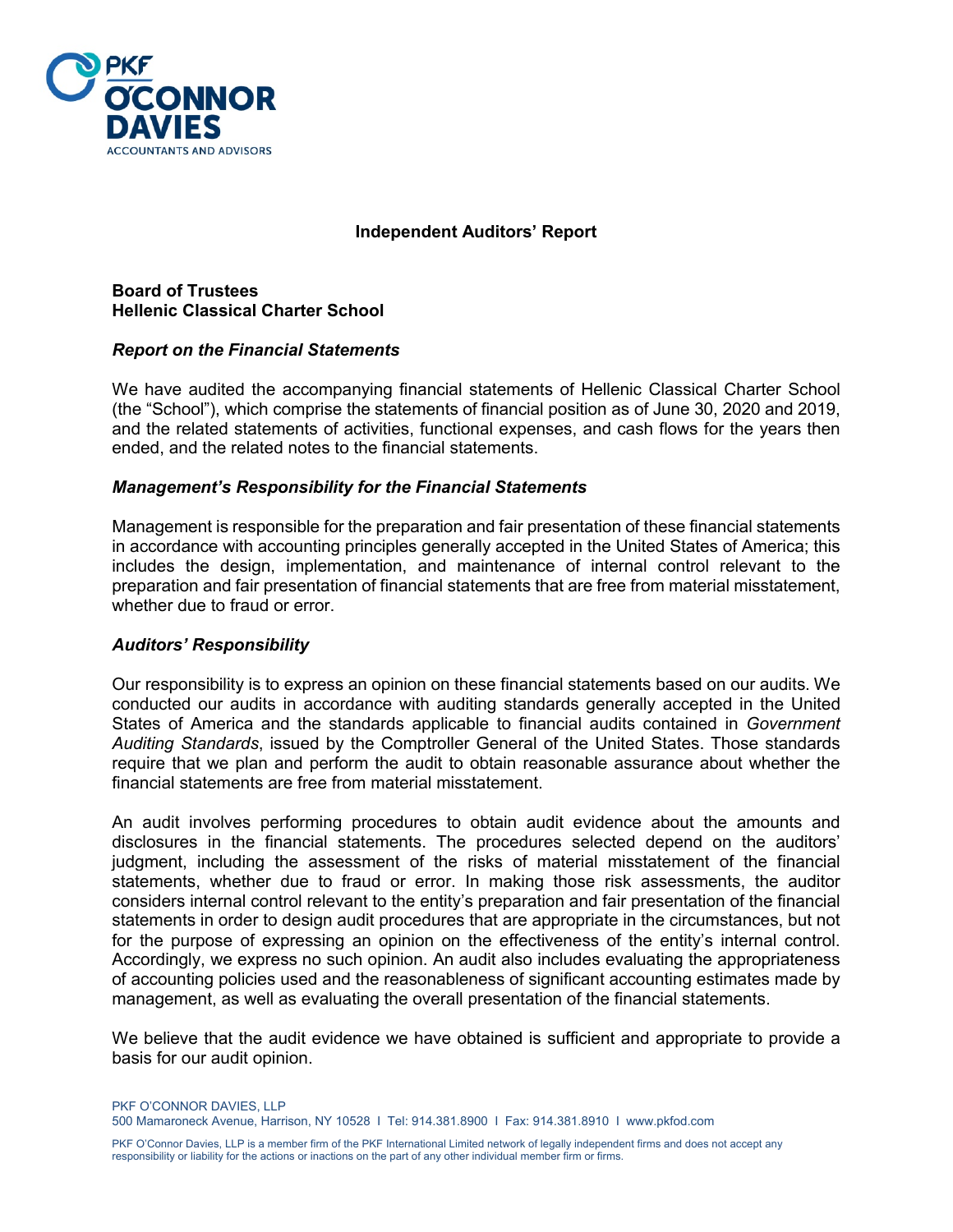# Independent Auditors' Report

**Board of Trustees**
**Hellenic Classical Charter School**

***Report on the Financial Statements***

We have audited the accompanying financial statements of Hellenic Classical Charter School (the "School"), which comprise the statements of financial position as of June 30, 2020 and 2019, and the related statements of activities, functional expenses, and cash flows for the years then ended, and the related notes to the financial statements.

***Management's Responsibility for the Financial Statements***

Management is responsible for the preparation and fair presentation of these financial statements in accordance with accounting principles generally accepted in the United States of America; this includes the design, implementation, and maintenance of internal control relevant to the preparation and fair presentation of financial statements that are free from material misstatement, whether due to fraud or error.

***Auditors' Responsibility***

Our responsibility is to express an opinion on these financial statements based on our audits. We conducted our audits in accordance with auditing standards generally accepted in the United States of America and the standards applicable to financial audits contained in *Government Auditing Standards*, issued by the Comptroller General of the United States. Those standards require that we plan and perform the audit to obtain reasonable assurance about whether the financial statements are free from material misstatement.

An audit involves performing procedures to obtain audit evidence about the amounts and disclosures in the financial statements. The procedures selected depend on the auditors' judgment, including the assessment of the risks of material misstatement of the financial statements, whether due to fraud or error. In making those risk assessments, the auditor considers internal control relevant to the entity's preparation and fair presentation of the financial statements in order to design audit procedures that are appropriate in the circumstances, but not for the purpose of expressing an opinion on the effectiveness of the entity's internal control. Accordingly, we express no such opinion. An audit also includes evaluating the appropriateness of accounting policies used and the reasonableness of significant accounting estimates made by management, as well as evaluating the overall presentation of the financial statements.

We believe that the audit evidence we have obtained is sufficient and appropriate to provide a basis for our audit opinion.

PKF O'CONNOR DAVIES, LLP
500 Mamaroneck Avenue, Harrison, NY 10528 I Tel: 914.381.8900 I Fax: 914.381.8910 I www.pkfod.com

PKF O'Connor Davies, LLP is a member firm of the PKF International Limited network of legally independent firms and does not accept any responsibility or liability for the actions or inactions on the part of any other individual member firm or firms.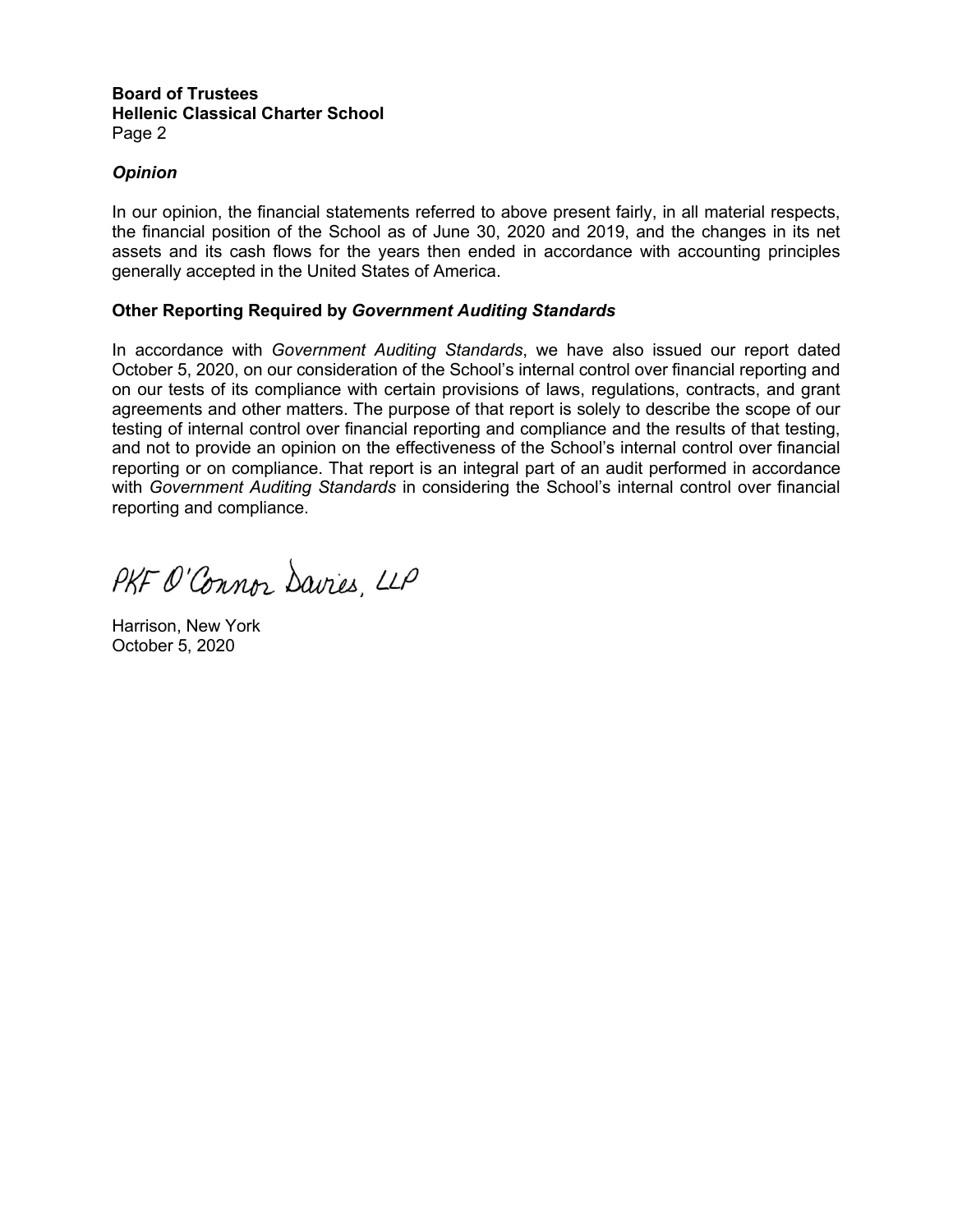### *Opinion*

In our opinion, the financial statements referred to above present fairly, in all material respects, the financial position of the School as of June 30, 2020 and 2019, and the changes in its net assets and its cash flows for the years then ended in accordance with accounting principles generally accepted in the United States of America.

### Other Reporting Required by *Government Auditing Standards*

In accordance with *Government Auditing Standards*, we have also issued our report dated October 5, 2020, on our consideration of the School's internal control over financial reporting and on our tests of its compliance with certain provisions of laws, regulations, contracts, and grant agreements and other matters. The purpose of that report is solely to describe the scope of our testing of internal control over financial reporting and compliance and the results of that testing, and not to provide an opinion on the effectiveness of the School's internal control over financial reporting or on compliance. That report is an integral part of an audit performed in accordance with *Government Auditing Standards* in considering the School's internal control over financial reporting and compliance.

PKF O'Connor Davies, LLP

Harrison, New York
October 5, 2020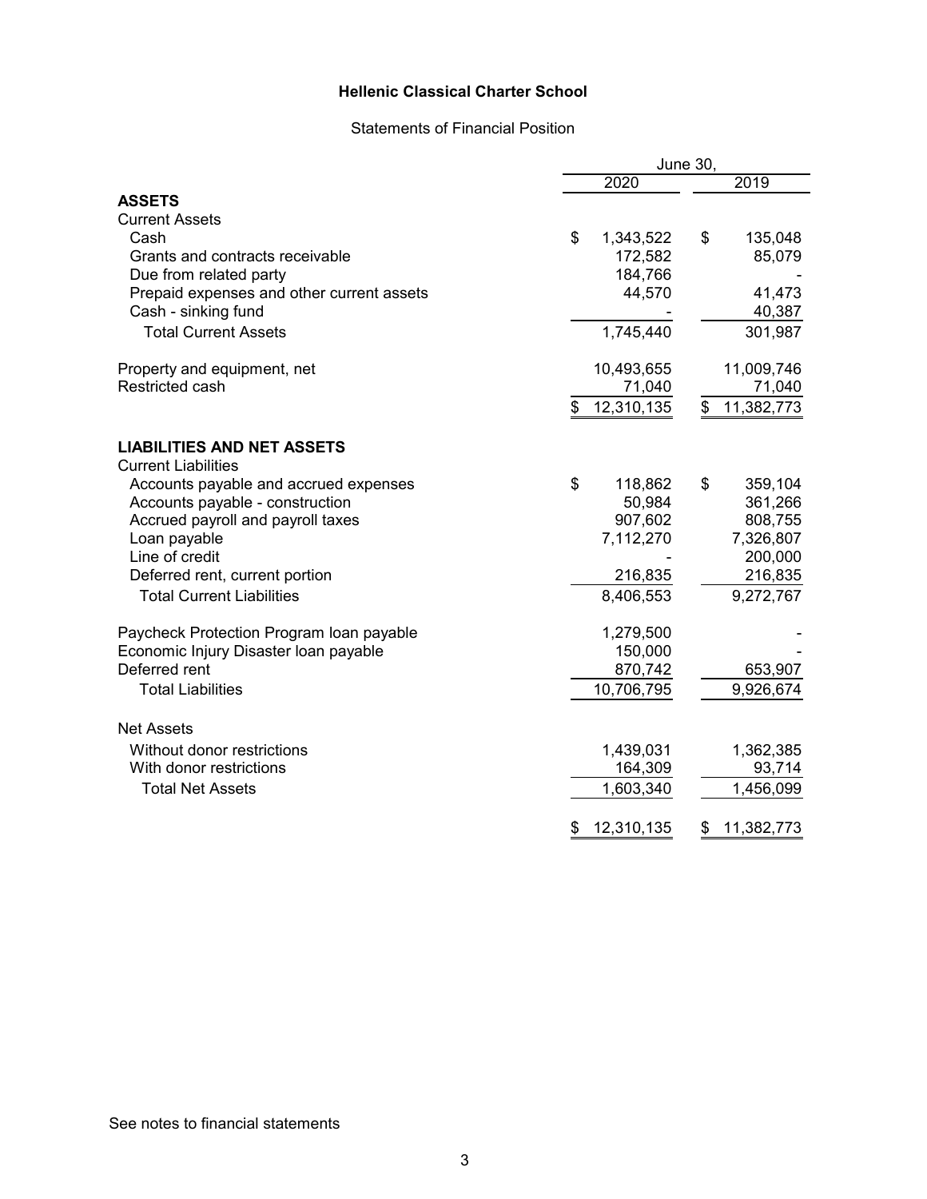# Hellenic Classical Charter School

## Statements of Financial Position

| | June 30, 2020 | June 30, 2019 |
|---|---|---|
| **ASSETS** | | |
| Current Assets | | |
| Cash | $ 1,343,522 | $ 135,048 |
| Grants and contracts receivable | 172,582 | 85,079 |
| Due from related party | 184,766 | - |
| Prepaid expenses and other current assets | 44,570 | 41,473 |
| Cash - sinking fund | - | 40,387 |
| Total Current Assets | 1,745,440 | 301,987 |
| Property and equipment, net | 10,493,655 | 11,009,746 |
| Restricted cash | 71,040 | 71,040 |
| | $ 12,310,135 | $ 11,382,773 |
| **LIABILITIES AND NET ASSETS** | | |
| Current Liabilities | | |
| Accounts payable and accrued expenses | $ 118,862 | $ 359,104 |
| Accounts payable - construction | 50,984 | 361,266 |
| Accrued payroll and payroll taxes | 907,602 | 808,755 |
| Loan payable | 7,112,270 | 7,326,807 |
| Line of credit | - | 200,000 |
| Deferred rent, current portion | 216,835 | 216,835 |
| Total Current Liabilities | 8,406,553 | 9,272,767 |
| Paycheck Protection Program loan payable | 1,279,500 | - |
| Economic Injury Disaster loan payable | 150,000 | - |
| Deferred rent | 870,742 | 653,907 |
| Total Liabilities | 10,706,795 | 9,926,674 |
| Net Assets | | |
| Without donor restrictions | 1,439,031 | 1,362,385 |
| With donor restrictions | 164,309 | 93,714 |
| Total Net Assets | 1,603,340 | 1,456,099 |
| | $ 12,310,135 | $ 11,382,773 |

See notes to financial statements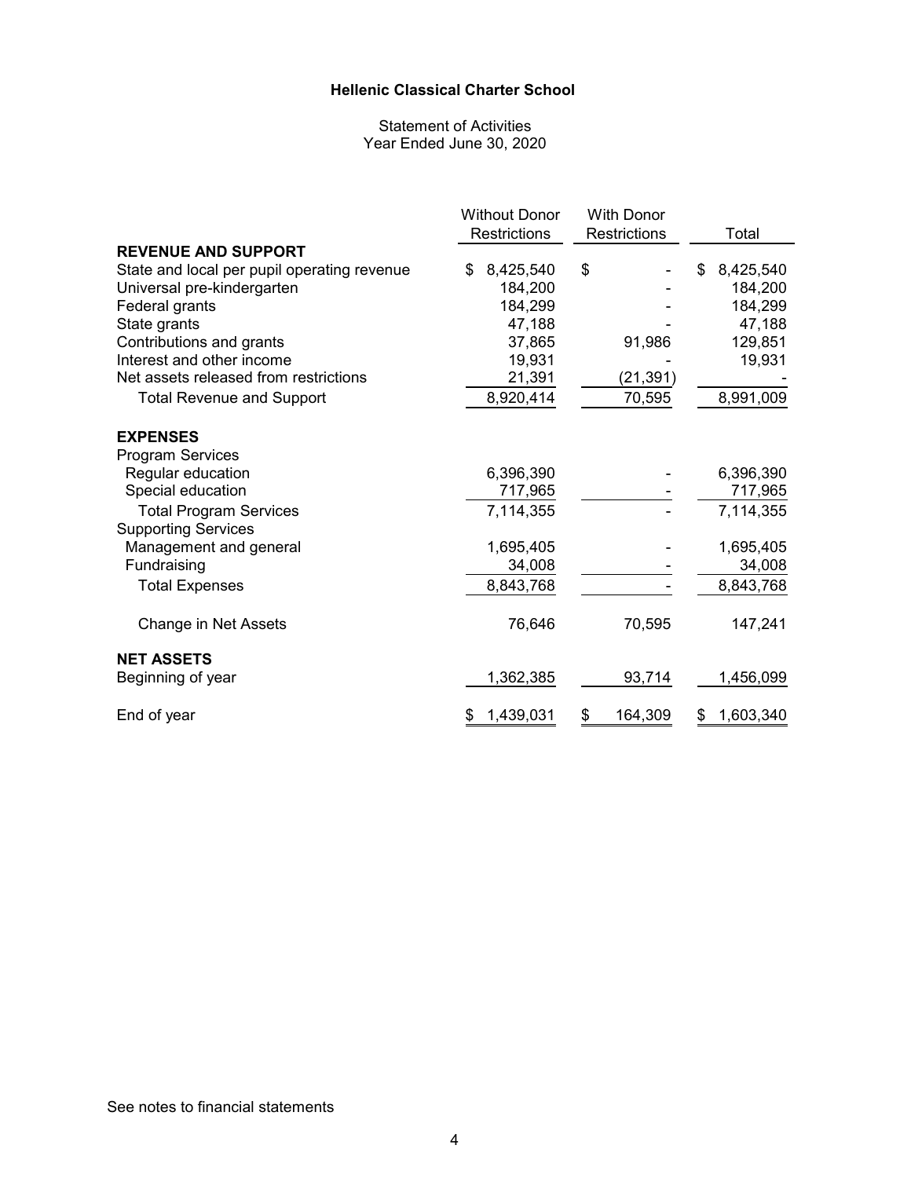# Hellenic Classical Charter School

Statement of Activities
Year Ended June 30, 2020

| | Without Donor Restrictions | With Donor Restrictions | Total |
|---|---|---|---|
| **REVENUE AND SUPPORT** | | | |
| State and local per pupil operating revenue | $ 8,425,540 | $ - | $ 8,425,540 |
| Universal pre-kindergarten | 184,200 | - | 184,200 |
| Federal grants | 184,299 | - | 184,299 |
| State grants | 47,188 | - | 47,188 |
| Contributions and grants | 37,865 | 91,986 | 129,851 |
| Interest and other income | 19,931 | - | 19,931 |
| Net assets released from restrictions | 21,391 | (21,391) | - |
| Total Revenue and Support | 8,920,414 | 70,595 | 8,991,009 |
| **EXPENSES** | | | |
| Program Services | | | |
| Regular education | 6,396,390 | - | 6,396,390 |
| Special education | 717,965 | - | 717,965 |
| Total Program Services | 7,114,355 | - | 7,114,355 |
| Supporting Services | | | |
| Management and general | 1,695,405 | - | 1,695,405 |
| Fundraising | 34,008 | - | 34,008 |
| Total Expenses | 8,843,768 | - | 8,843,768 |
| Change in Net Assets | 76,646 | 70,595 | 147,241 |
| **NET ASSETS** | | | |
| Beginning of year | 1,362,385 | 93,714 | 1,456,099 |
| End of year | $ 1,439,031 | $ 164,309 | $ 1,603,340 |

See notes to financial statements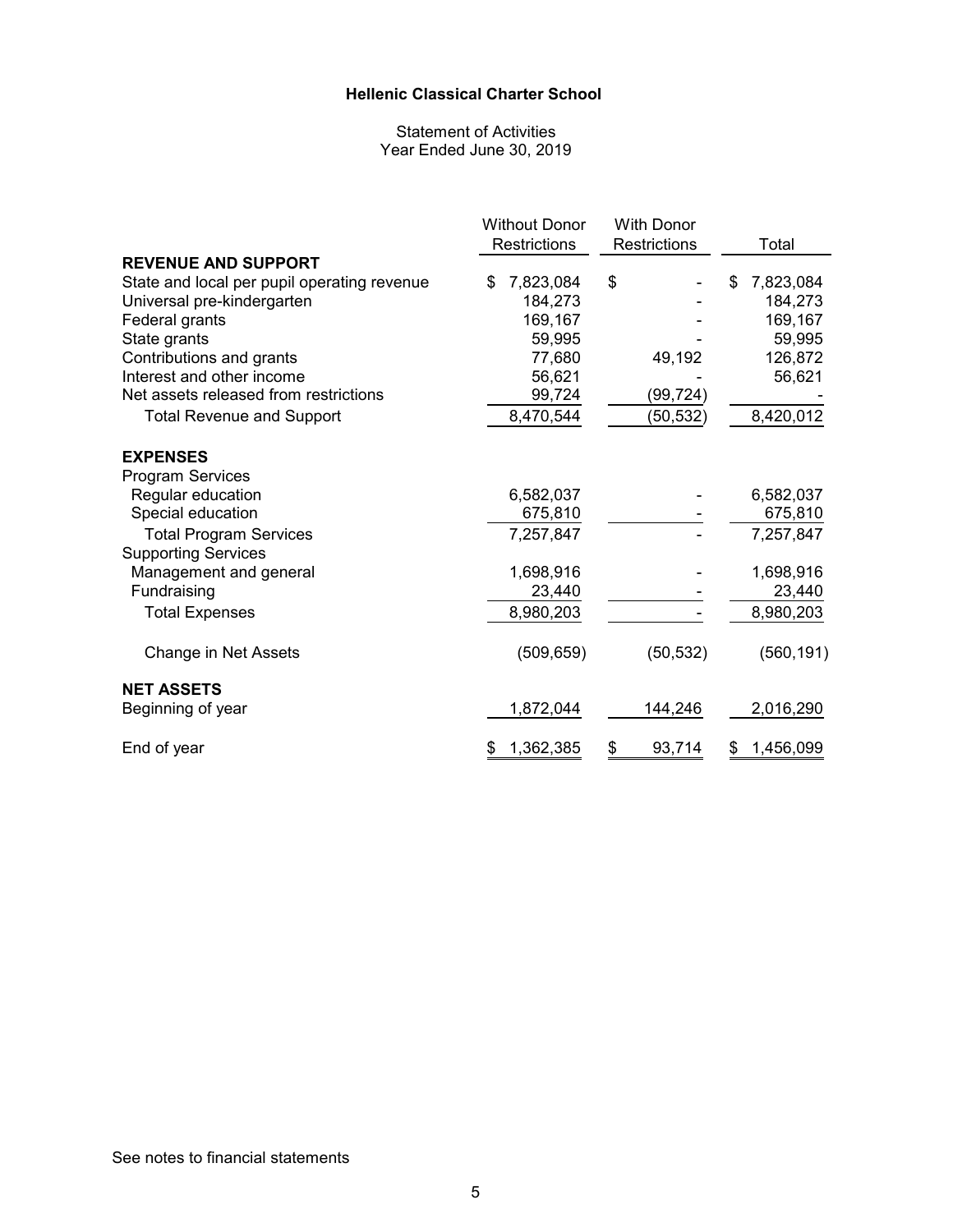**Hellenic Classical Charter School**

Statement of Activities
Year Ended June 30, 2019

| | Without Donor Restrictions | With Donor Restrictions | Total |
|---|---|---|---|
| **REVENUE AND SUPPORT** | | | |
| State and local per pupil operating revenue | $ 7,823,084 | $ - | $ 7,823,084 |
| Universal pre-kindergarten | 184,273 | - | 184,273 |
| Federal grants | 169,167 | - | 169,167 |
| State grants | 59,995 | - | 59,995 |
| Contributions and grants | 77,680 | 49,192 | 126,872 |
| Interest and other income | 56,621 | - | 56,621 |
| Net assets released from restrictions | 99,724 | (99,724) | - |
| Total Revenue and Support | 8,470,544 | (50,532) | 8,420,012 |
| **EXPENSES** | | | |
| Program Services | | | |
| Regular education | 6,582,037 | - | 6,582,037 |
| Special education | 675,810 | - | 675,810 |
| Total Program Services | 7,257,847 | - | 7,257,847 |
| Supporting Services | | | |
| Management and general | 1,698,916 | - | 1,698,916 |
| Fundraising | 23,440 | - | 23,440 |
| Total Expenses | 8,980,203 | - | 8,980,203 |
| Change in Net Assets | (509,659) | (50,532) | (560,191) |
| **NET ASSETS** | | | |
| Beginning of year | 1,872,044 | 144,246 | 2,016,290 |
| End of year | $ 1,362,385 | $ 93,714 | $ 1,456,099 |

See notes to financial statements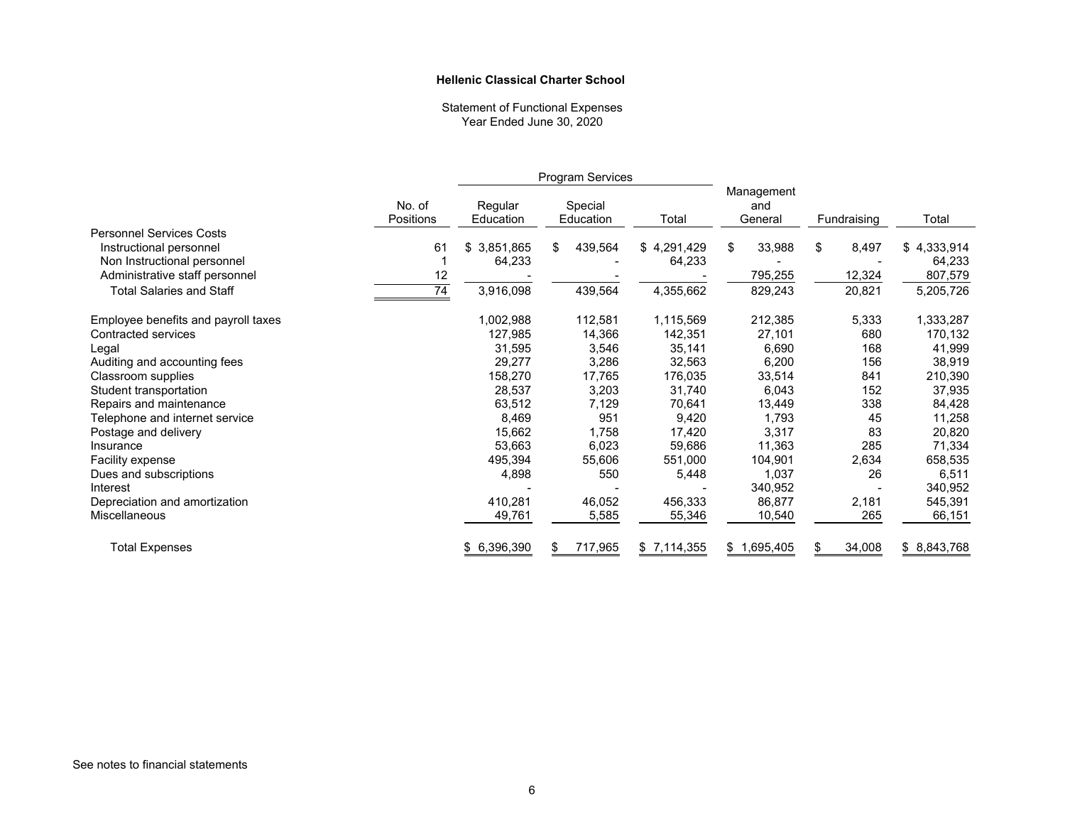**Hellenic Classical Charter School**

Statement of Functional Expenses
Year Ended June 30, 2020

| | No. of Positions | Program Services Regular Education | Special Education | Total | Management and General | Fundraising | Total |
|---|---|---|---|---|---|---|---|
| Personnel Services Costs | | | | | | | |
| Instructional personnel | 61 | $ 3,851,865 | $ 439,564 | $ 4,291,429 | $ 33,988 | $ 8,497 | $ 4,333,914 |
| Non Instructional personnel | 1 | 64,233 | - | 64,233 | - | - | 64,233 |
| Administrative staff personnel | 12 | - | - | - | 795,255 | 12,324 | 807,579 |
| Total Salaries and Staff | 74 | 3,916,098 | 439,564 | 4,355,662 | 829,243 | 20,821 | 5,205,726 |
| Employee benefits and payroll taxes | | 1,002,988 | 112,581 | 1,115,569 | 212,385 | 5,333 | 1,333,287 |
| Contracted services | | 127,985 | 14,366 | 142,351 | 27,101 | 680 | 170,132 |
| Legal | | 31,595 | 3,546 | 35,141 | 6,690 | 168 | 41,999 |
| Auditing and accounting fees | | 29,277 | 3,286 | 32,563 | 6,200 | 156 | 38,919 |
| Classroom supplies | | 158,270 | 17,765 | 176,035 | 33,514 | 841 | 210,390 |
| Student transportation | | 28,537 | 3,203 | 31,740 | 6,043 | 152 | 37,935 |
| Repairs and maintenance | | 63,512 | 7,129 | 70,641 | 13,449 | 338 | 84,428 |
| Telephone and internet service | | 8,469 | 951 | 9,420 | 1,793 | 45 | 11,258 |
| Postage and delivery | | 15,662 | 1,758 | 17,420 | 3,317 | 83 | 20,820 |
| Insurance | | 53,663 | 6,023 | 59,686 | 11,363 | 285 | 71,334 |
| Facility expense | | 495,394 | 55,606 | 551,000 | 104,901 | 2,634 | 658,535 |
| Dues and subscriptions | | 4,898 | 550 | 5,448 | 1,037 | 26 | 6,511 |
| Interest | | - | - | - | 340,952 | - | 340,952 |
| Depreciation and amortization | | 410,281 | 46,052 | 456,333 | 86,877 | 2,181 | 545,391 |
| Miscellaneous | | 49,761 | 5,585 | 55,346 | 10,540 | 265 | 66,151 |
| Total Expenses | | $ 6,396,390 | $ 717,965 | $ 7,114,355 | $ 1,695,405 | $ 34,008 | $ 8,843,768 |

See notes to financial statements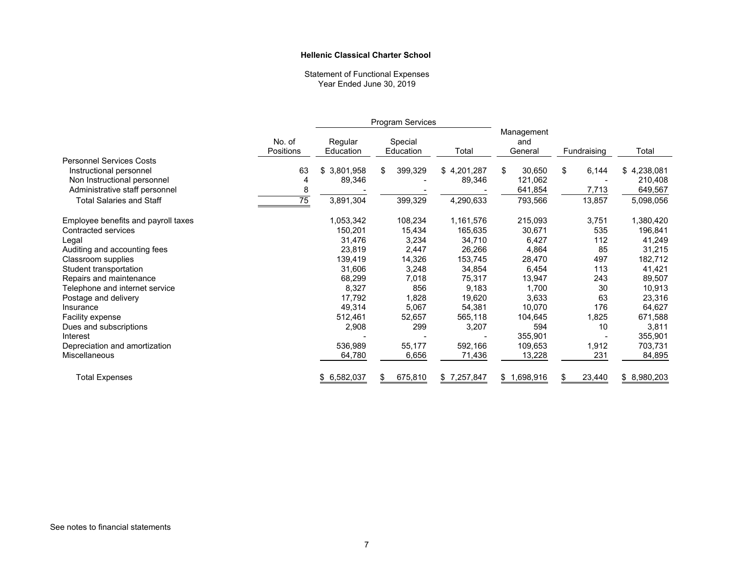**Hellenic Classical Charter School**

Statement of Functional Expenses
Year Ended June 30, 2019

| | No. of Positions | Program Services | | | Management and General | Fundraising | Total |
|---|---|---|---|---|---|---|---|
| | | Regular Education | Special Education | Total | | | |
| Personnel Services Costs | | | | | | | |
| Instructional personnel | 63 | $ 3,801,958 | $ 399,329 | $ 4,201,287 | $ 30,650 | $ 6,144 | $ 4,238,081 |
| Non Instructional personnel | 4 | 89,346 | - | 89,346 | 121,062 | - | 210,408 |
| Administrative staff personnel | 8 | - | - | - | 641,854 | 7,713 | 649,567 |
| Total Salaries and Staff | 75 | 3,891,304 | 399,329 | 4,290,633 | 793,566 | 13,857 | 5,098,056 |
| Employee benefits and payroll taxes | | 1,053,342 | 108,234 | 1,161,576 | 215,093 | 3,751 | 1,380,420 |
| Contracted services | | 150,201 | 15,434 | 165,635 | 30,671 | 535 | 196,841 |
| Legal | | 31,476 | 3,234 | 34,710 | 6,427 | 112 | 41,249 |
| Auditing and accounting fees | | 23,819 | 2,447 | 26,266 | 4,864 | 85 | 31,215 |
| Classroom supplies | | 139,419 | 14,326 | 153,745 | 28,470 | 497 | 182,712 |
| Student transportation | | 31,606 | 3,248 | 34,854 | 6,454 | 113 | 41,421 |
| Repairs and maintenance | | 68,299 | 7,018 | 75,317 | 13,947 | 243 | 89,507 |
| Telephone and internet service | | 8,327 | 856 | 9,183 | 1,700 | 30 | 10,913 |
| Postage and delivery | | 17,792 | 1,828 | 19,620 | 3,633 | 63 | 23,316 |
| Insurance | | 49,314 | 5,067 | 54,381 | 10,070 | 176 | 64,627 |
| Facility expense | | 512,461 | 52,657 | 565,118 | 104,645 | 1,825 | 671,588 |
| Dues and subscriptions | | 2,908 | 299 | 3,207 | 594 | 10 | 3,811 |
| Interest | | - | - | - | 355,901 | - | 355,901 |
| Depreciation and amortization | | 536,989 | 55,177 | 592,166 | 109,653 | 1,912 | 703,731 |
| Miscellaneous | | 64,780 | 6,656 | 71,436 | 13,228 | 231 | 84,895 |
| Total Expenses | | $ 6,582,037 | $ 675,810 | $ 7,257,847 | $ 1,698,916 | $ 23,440 | $ 8,980,203 |

See notes to financial statements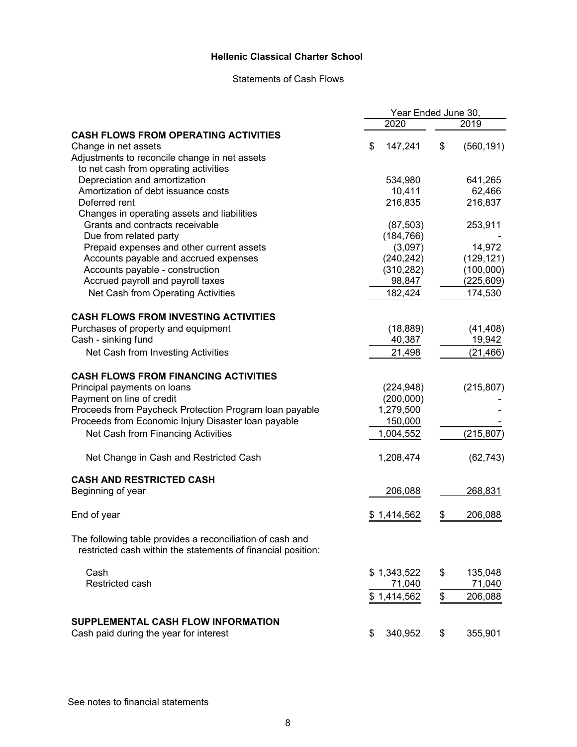# Hellenic Classical Charter School

## Statements of Cash Flows

| | Year Ended June 30, | |
|---|---|---|
| | 2020 | 2019 |
| **CASH FLOWS FROM OPERATING ACTIVITIES** | | |
| Change in net assets | $ 147,241 | $ (560,191) |
| Adjustments to reconcile change in net assets to net cash from operating activities | | |
| Depreciation and amortization | 534,980 | 641,265 |
| Amortization of debt issuance costs | 10,411 | 62,466 |
| Deferred rent | 216,835 | 216,837 |
| Changes in operating assets and liabilities | | |
| Grants and contracts receivable | (87,503) | 253,911 |
| Due from related party | (184,766) | - |
| Prepaid expenses and other current assets | (3,097) | 14,972 |
| Accounts payable and accrued expenses | (240,242) | (129,121) |
| Accounts payable - construction | (310,282) | (100,000) |
| Accrued payroll and payroll taxes | 98,847 | (225,609) |
| Net Cash from Operating Activities | 182,424 | 174,530 |
| **CASH FLOWS FROM INVESTING ACTIVITIES** | | |
| Purchases of property and equipment | (18,889) | (41,408) |
| Cash - sinking fund | 40,387 | 19,942 |
| Net Cash from Investing Activities | 21,498 | (21,466) |
| **CASH FLOWS FROM FINANCING ACTIVITIES** | | |
| Principal payments on loans | (224,948) | (215,807) |
| Payment on line of credit | (200,000) | - |
| Proceeds from Paycheck Protection Program loan payable | 1,279,500 | - |
| Proceeds from Economic Injury Disaster loan payable | 150,000 | - |
| Net Cash from Financing Activities | 1,004,552 | (215,807) |
| Net Change in Cash and Restricted Cash | 1,208,474 | (62,743) |
| **CASH AND RESTRICTED CASH** | | |
| Beginning of year | 206,088 | 268,831 |
| End of year | $ 1,414,562 | $ 206,088 |

The following table provides a reconciliation of cash and restricted cash within the statements of financial position:

| | 2020 | 2019 |
|---|---|---|
| Cash | $ 1,343,522 | $ 135,048 |
| Restricted cash | 71,040 | 71,040 |
| | $ 1,414,562 | $ 206,088 |

| **SUPPLEMENTAL CASH FLOW INFORMATION** | 2020 | 2019 |
|---|---|---|
| Cash paid during the year for interest | $ 340,952 | $ 355,901 |

See notes to financial statements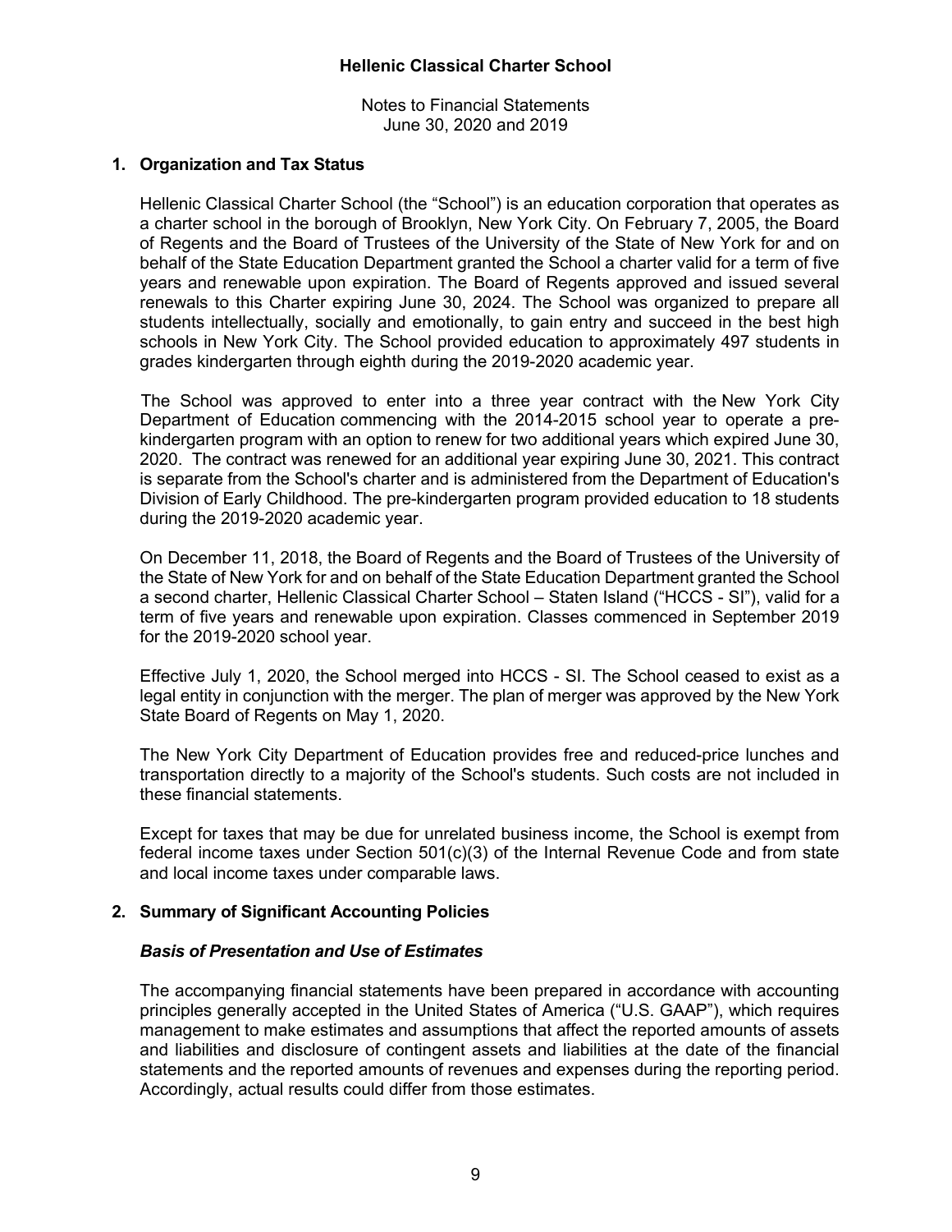# Hellenic Classical Charter School

Notes to Financial Statements
June 30, 2020 and 2019

## 1. Organization and Tax Status

Hellenic Classical Charter School (the "School") is an education corporation that operates as a charter school in the borough of Brooklyn, New York City. On February 7, 2005, the Board of Regents and the Board of Trustees of the University of the State of New York for and on behalf of the State Education Department granted the School a charter valid for a term of five years and renewable upon expiration. The Board of Regents approved and issued several renewals to this Charter expiring June 30, 2024. The School was organized to prepare all students intellectually, socially and emotionally, to gain entry and succeed in the best high schools in New York City. The School provided education to approximately 497 students in grades kindergarten through eighth during the 2019-2020 academic year.

The School was approved to enter into a three year contract with the New York City Department of Education commencing with the 2014-2015 school year to operate a pre-kindergarten program with an option to renew for two additional years which expired June 30, 2020. The contract was renewed for an additional year expiring June 30, 2021. This contract is separate from the School's charter and is administered from the Department of Education's Division of Early Childhood. The pre-kindergarten program provided education to 18 students during the 2019-2020 academic year.

On December 11, 2018, the Board of Regents and the Board of Trustees of the University of the State of New York for and on behalf of the State Education Department granted the School a second charter, Hellenic Classical Charter School – Staten Island ("HCCS - SI"), valid for a term of five years and renewable upon expiration. Classes commenced in September 2019 for the 2019-2020 school year.

Effective July 1, 2020, the School merged into HCCS - SI. The School ceased to exist as a legal entity in conjunction with the merger. The plan of merger was approved by the New York State Board of Regents on May 1, 2020.

The New York City Department of Education provides free and reduced-price lunches and transportation directly to a majority of the School's students. Such costs are not included in these financial statements.

Except for taxes that may be due for unrelated business income, the School is exempt from federal income taxes under Section 501(c)(3) of the Internal Revenue Code and from state and local income taxes under comparable laws.

## 2. Summary of Significant Accounting Policies

### *Basis of Presentation and Use of Estimates*

The accompanying financial statements have been prepared in accordance with accounting principles generally accepted in the United States of America ("U.S. GAAP"), which requires management to make estimates and assumptions that affect the reported amounts of assets and liabilities and disclosure of contingent assets and liabilities at the date of the financial statements and the reported amounts of revenues and expenses during the reporting period. Accordingly, actual results could differ from those estimates.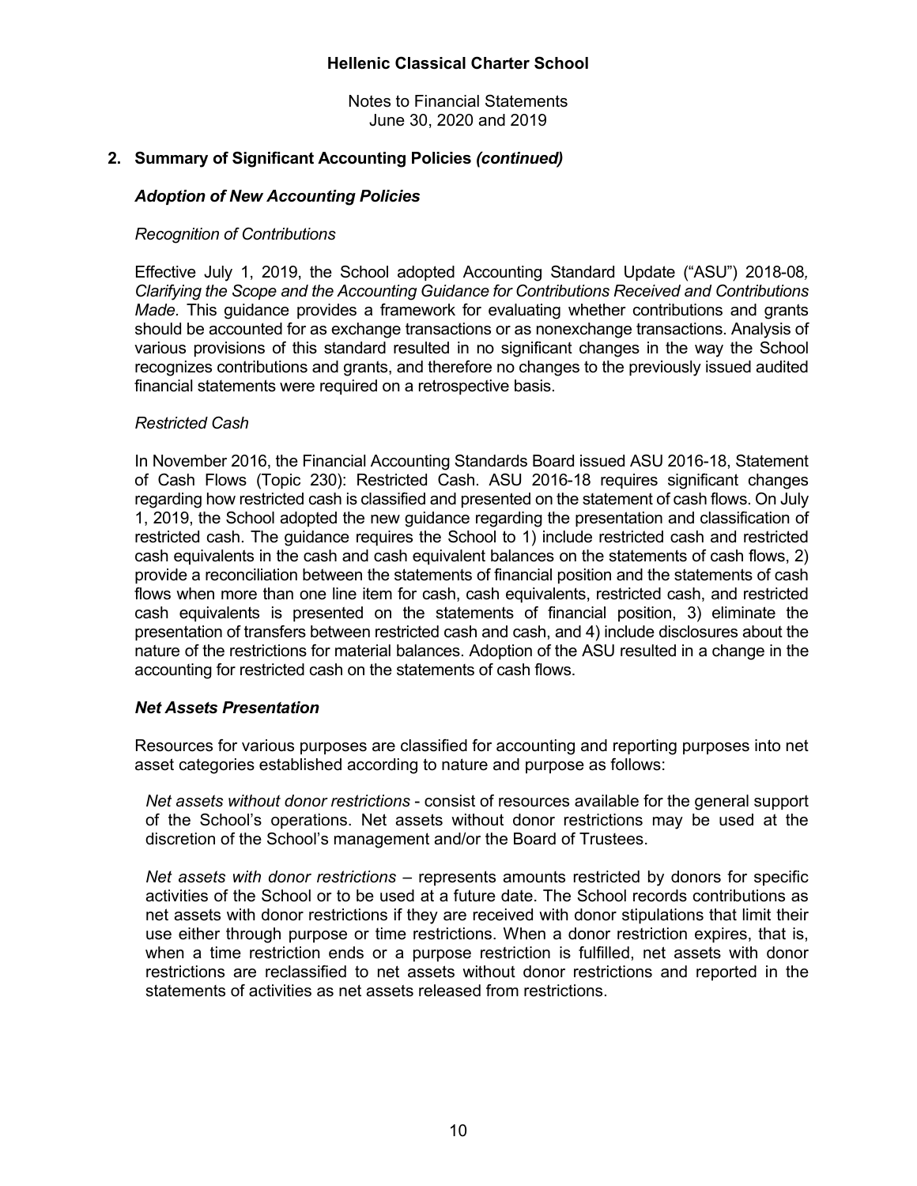## 2. Summary of Significant Accounting Policies *(continued)*

### *Adoption of New Accounting Policies*

*Recognition of Contributions*

Effective July 1, 2019, the School adopted Accounting Standard Update ("ASU") 2018-08*, Clarifying the Scope and the Accounting Guidance for Contributions Received and Contributions Made.* This guidance provides a framework for evaluating whether contributions and grants should be accounted for as exchange transactions or as nonexchange transactions. Analysis of various provisions of this standard resulted in no significant changes in the way the School recognizes contributions and grants, and therefore no changes to the previously issued audited financial statements were required on a retrospective basis.

*Restricted Cash*

In November 2016, the Financial Accounting Standards Board issued ASU 2016-18, Statement of Cash Flows (Topic 230): Restricted Cash. ASU 2016-18 requires significant changes regarding how restricted cash is classified and presented on the statement of cash flows. On July 1, 2019, the School adopted the new guidance regarding the presentation and classification of restricted cash. The guidance requires the School to 1) include restricted cash and restricted cash equivalents in the cash and cash equivalent balances on the statements of cash flows, 2) provide a reconciliation between the statements of financial position and the statements of cash flows when more than one line item for cash, cash equivalents, restricted cash, and restricted cash equivalents is presented on the statements of financial position, 3) eliminate the presentation of transfers between restricted cash and cash, and 4) include disclosures about the nature of the restrictions for material balances. Adoption of the ASU resulted in a change in the accounting for restricted cash on the statements of cash flows.

### *Net Assets Presentation*

Resources for various purposes are classified for accounting and reporting purposes into net asset categories established according to nature and purpose as follows:

*Net assets without donor restrictions* - consist of resources available for the general support of the School's operations. Net assets without donor restrictions may be used at the discretion of the School's management and/or the Board of Trustees.

*Net assets with donor restrictions* – represents amounts restricted by donors for specific activities of the School or to be used at a future date. The School records contributions as net assets with donor restrictions if they are received with donor stipulations that limit their use either through purpose or time restrictions. When a donor restriction expires, that is, when a time restriction ends or a purpose restriction is fulfilled, net assets with donor restrictions are reclassified to net assets without donor restrictions and reported in the statements of activities as net assets released from restrictions.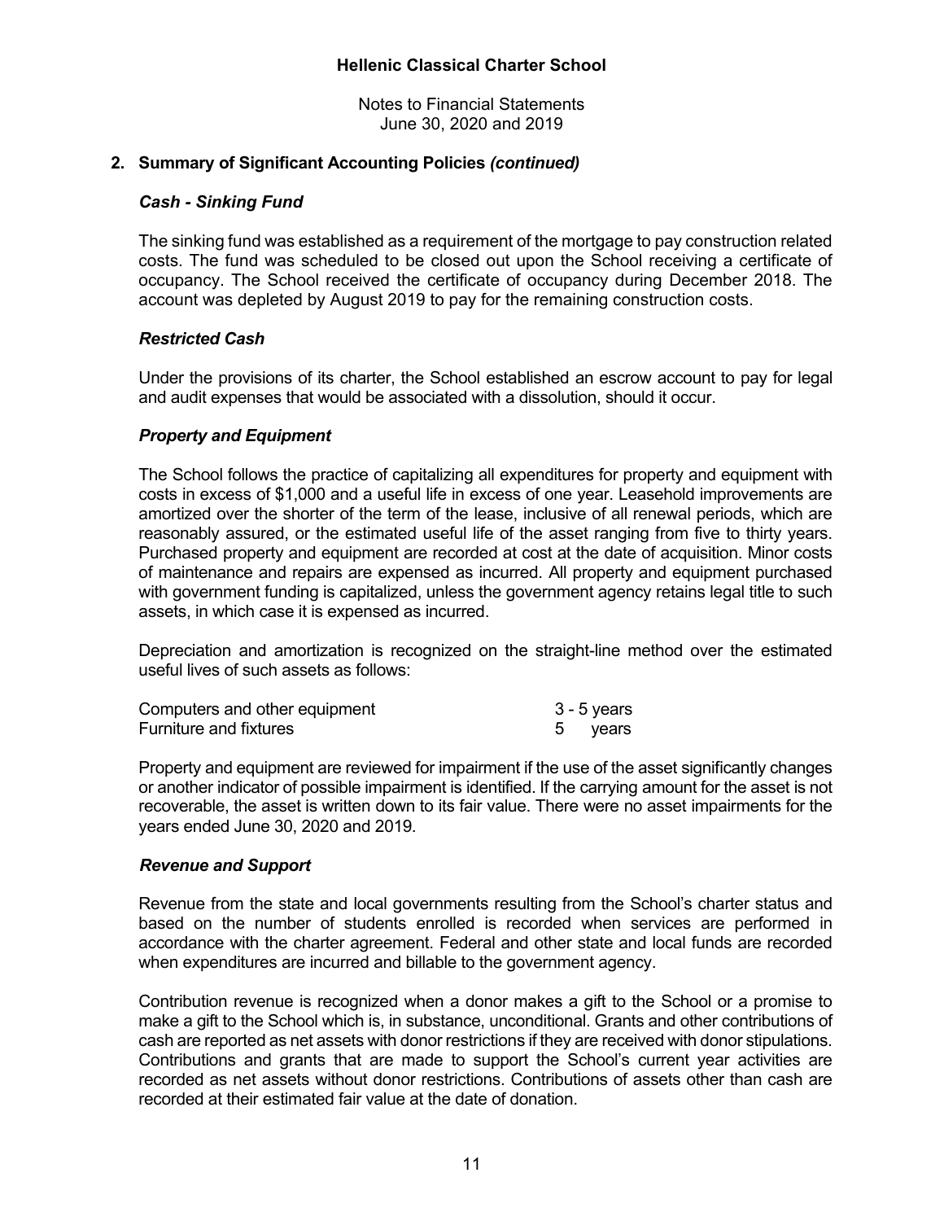## 2. Summary of Significant Accounting Policies *(continued)*

### *Cash - Sinking Fund*

The sinking fund was established as a requirement of the mortgage to pay construction related costs. The fund was scheduled to be closed out upon the School receiving a certificate of occupancy. The School received the certificate of occupancy during December 2018. The account was depleted by August 2019 to pay for the remaining construction costs.

### *Restricted Cash*

Under the provisions of its charter, the School established an escrow account to pay for legal and audit expenses that would be associated with a dissolution, should it occur.

### *Property and Equipment*

The School follows the practice of capitalizing all expenditures for property and equipment with costs in excess of $1,000 and a useful life in excess of one year. Leasehold improvements are amortized over the shorter of the term of the lease, inclusive of all renewal periods, which are reasonably assured, or the estimated useful life of the asset ranging from five to thirty years. Purchased property and equipment are recorded at cost at the date of acquisition. Minor costs of maintenance and repairs are expensed as incurred. All property and equipment purchased with government funding is capitalized, unless the government agency retains legal title to such assets, in which case it is expensed as incurred.

Depreciation and amortization is recognized on the straight-line method over the estimated useful lives of such assets as follows:

| | |
|---|---|
| Computers and other equipment | 3 - 5 years |
| Furniture and fixtures | 5 years |

Property and equipment are reviewed for impairment if the use of the asset significantly changes or another indicator of possible impairment is identified. If the carrying amount for the asset is not recoverable, the asset is written down to its fair value. There were no asset impairments for the years ended June 30, 2020 and 2019.

### *Revenue and Support*

Revenue from the state and local governments resulting from the School's charter status and based on the number of students enrolled is recorded when services are performed in accordance with the charter agreement. Federal and other state and local funds are recorded when expenditures are incurred and billable to the government agency.

Contribution revenue is recognized when a donor makes a gift to the School or a promise to make a gift to the School which is, in substance, unconditional. Grants and other contributions of cash are reported as net assets with donor restrictions if they are received with donor stipulations. Contributions and grants that are made to support the School's current year activities are recorded as net assets without donor restrictions. Contributions of assets other than cash are recorded at their estimated fair value at the date of donation.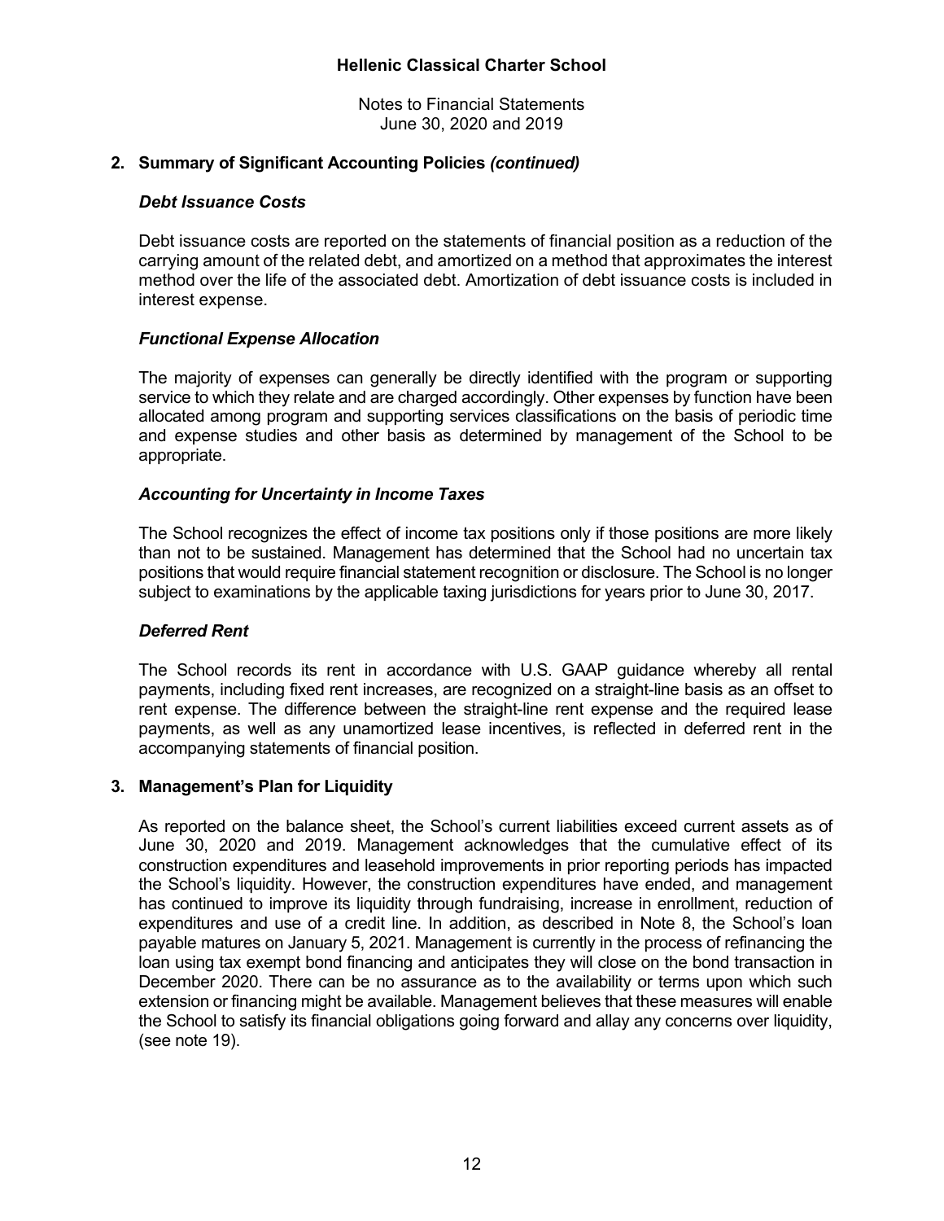## 2. Summary of Significant Accounting Policies *(continued)*

### *Debt Issuance Costs*

Debt issuance costs are reported on the statements of financial position as a reduction of the carrying amount of the related debt, and amortized on a method that approximates the interest method over the life of the associated debt. Amortization of debt issuance costs is included in interest expense.

### *Functional Expense Allocation*

The majority of expenses can generally be directly identified with the program or supporting service to which they relate and are charged accordingly. Other expenses by function have been allocated among program and supporting services classifications on the basis of periodic time and expense studies and other basis as determined by management of the School to be appropriate.

### *Accounting for Uncertainty in Income Taxes*

The School recognizes the effect of income tax positions only if those positions are more likely than not to be sustained. Management has determined that the School had no uncertain tax positions that would require financial statement recognition or disclosure. The School is no longer subject to examinations by the applicable taxing jurisdictions for years prior to June 30, 2017.

### *Deferred Rent*

The School records its rent in accordance with U.S. GAAP guidance whereby all rental payments, including fixed rent increases, are recognized on a straight-line basis as an offset to rent expense. The difference between the straight-line rent expense and the required lease payments, as well as any unamortized lease incentives, is reflected in deferred rent in the accompanying statements of financial position.

## 3. Management's Plan for Liquidity

As reported on the balance sheet, the School's current liabilities exceed current assets as of June 30, 2020 and 2019. Management acknowledges that the cumulative effect of its construction expenditures and leasehold improvements in prior reporting periods has impacted the School's liquidity. However, the construction expenditures have ended, and management has continued to improve its liquidity through fundraising, increase in enrollment, reduction of expenditures and use of a credit line. In addition, as described in Note 8, the School's loan payable matures on January 5, 2021. Management is currently in the process of refinancing the loan using tax exempt bond financing and anticipates they will close on the bond transaction in December 2020. There can be no assurance as to the availability or terms upon which such extension or financing might be available. Management believes that these measures will enable the School to satisfy its financial obligations going forward and allay any concerns over liquidity, (see note 19).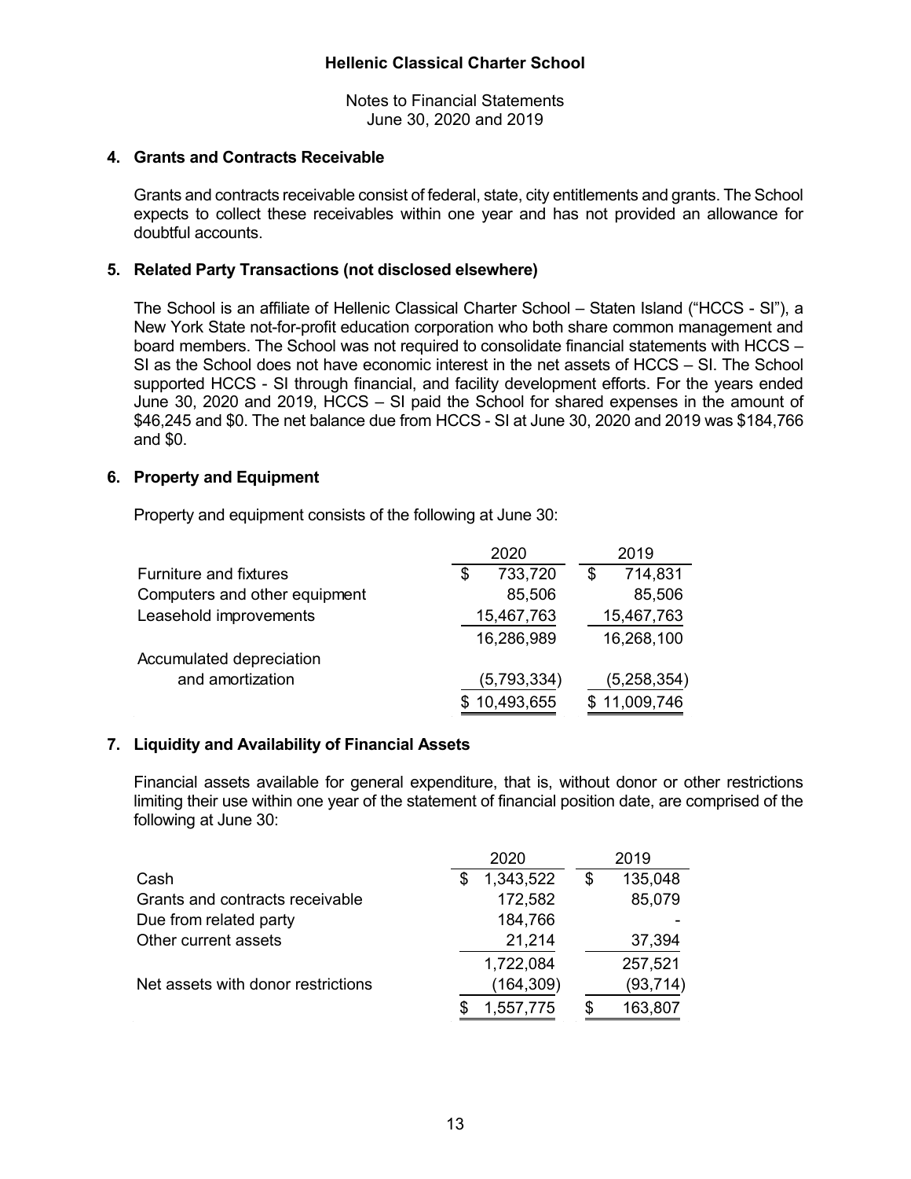**Hellenic Classical Charter School**

Notes to Financial Statements
June 30, 2020 and 2019

## 4. Grants and Contracts Receivable

Grants and contracts receivable consist of federal, state, city entitlements and grants. The School expects to collect these receivables within one year and has not provided an allowance for doubtful accounts.

## 5. Related Party Transactions (not disclosed elsewhere)

The School is an affiliate of Hellenic Classical Charter School – Staten Island ("HCCS - SI"), a New York State not-for-profit education corporation who both share common management and board members. The School was not required to consolidate financial statements with HCCS – SI as the School does not have economic interest in the net assets of HCCS – SI. The School supported HCCS - SI through financial, and facility development efforts. For the years ended June 30, 2020 and 2019, HCCS – SI paid the School for shared expenses in the amount of $46,245 and $0. The net balance due from HCCS - SI at June 30, 2020 and 2019 was $184,766 and $0.

## 6. Property and Equipment

Property and equipment consists of the following at June 30:

| | 2020 | 2019 |
|---|---|---|
| Furniture and fixtures | $ 733,720 | $ 714,831 |
| Computers and other equipment | 85,506 | 85,506 |
| Leasehold improvements | 15,467,763 | 15,467,763 |
| | 16,286,989 | 16,268,100 |
| Accumulated depreciation and amortization | (5,793,334) | (5,258,354) |
| | $ 10,493,655 | $ 11,009,746 |

## 7. Liquidity and Availability of Financial Assets

Financial assets available for general expenditure, that is, without donor or other restrictions limiting their use within one year of the statement of financial position date, are comprised of the following at June 30:

| | 2020 | 2019 |
|---|---|---|
| Cash | $ 1,343,522 | $ 135,048 |
| Grants and contracts receivable | 172,582 | 85,079 |
| Due from related party | 184,766 | - |
| Other current assets | 21,214 | 37,394 |
| | 1,722,084 | 257,521 |
| Net assets with donor restrictions | (164,309) | (93,714) |
| | $ 1,557,775 | $ 163,807 |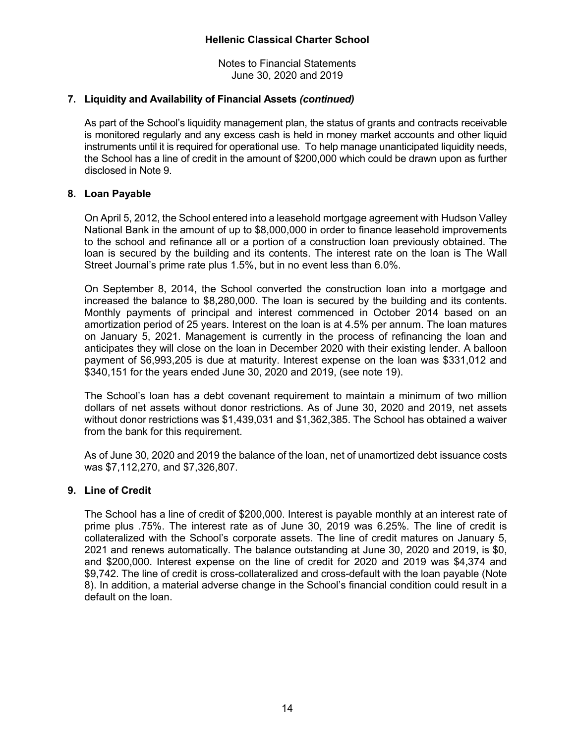## 7. Liquidity and Availability of Financial Assets *(continued)*

As part of the School's liquidity management plan, the status of grants and contracts receivable is monitored regularly and any excess cash is held in money market accounts and other liquid instruments until it is required for operational use. To help manage unanticipated liquidity needs, the School has a line of credit in the amount of $200,000 which could be drawn upon as further disclosed in Note 9.

## 8. Loan Payable

On April 5, 2012, the School entered into a leasehold mortgage agreement with Hudson Valley National Bank in the amount of up to $8,000,000 in order to finance leasehold improvements to the school and refinance all or a portion of a construction loan previously obtained. The loan is secured by the building and its contents. The interest rate on the loan is The Wall Street Journal's prime rate plus 1.5%, but in no event less than 6.0%.

On September 8, 2014, the School converted the construction loan into a mortgage and increased the balance to $8,280,000. The loan is secured by the building and its contents. Monthly payments of principal and interest commenced in October 2014 based on an amortization period of 25 years. Interest on the loan is at 4.5% per annum. The loan matures on January 5, 2021. Management is currently in the process of refinancing the loan and anticipates they will close on the loan in December 2020 with their existing lender. A balloon payment of $6,993,205 is due at maturity. Interest expense on the loan was $331,012 and $340,151 for the years ended June 30, 2020 and 2019, (see note 19).

The School's loan has a debt covenant requirement to maintain a minimum of two million dollars of net assets without donor restrictions. As of June 30, 2020 and 2019, net assets without donor restrictions was $1,439,031 and $1,362,385. The School has obtained a waiver from the bank for this requirement.

As of June 30, 2020 and 2019 the balance of the loan, net of unamortized debt issuance costs was $7,112,270, and $7,326,807.

## 9. Line of Credit

The School has a line of credit of $200,000. Interest is payable monthly at an interest rate of prime plus .75%. The interest rate as of June 30, 2019 was 6.25%. The line of credit is collateralized with the School's corporate assets. The line of credit matures on January 5, 2021 and renews automatically. The balance outstanding at June 30, 2020 and 2019, is $0, and $200,000. Interest expense on the line of credit for 2020 and 2019 was $4,374 and $9,742. The line of credit is cross-collateralized and cross-default with the loan payable (Note 8). In addition, a material adverse change in the School's financial condition could result in a default on the loan.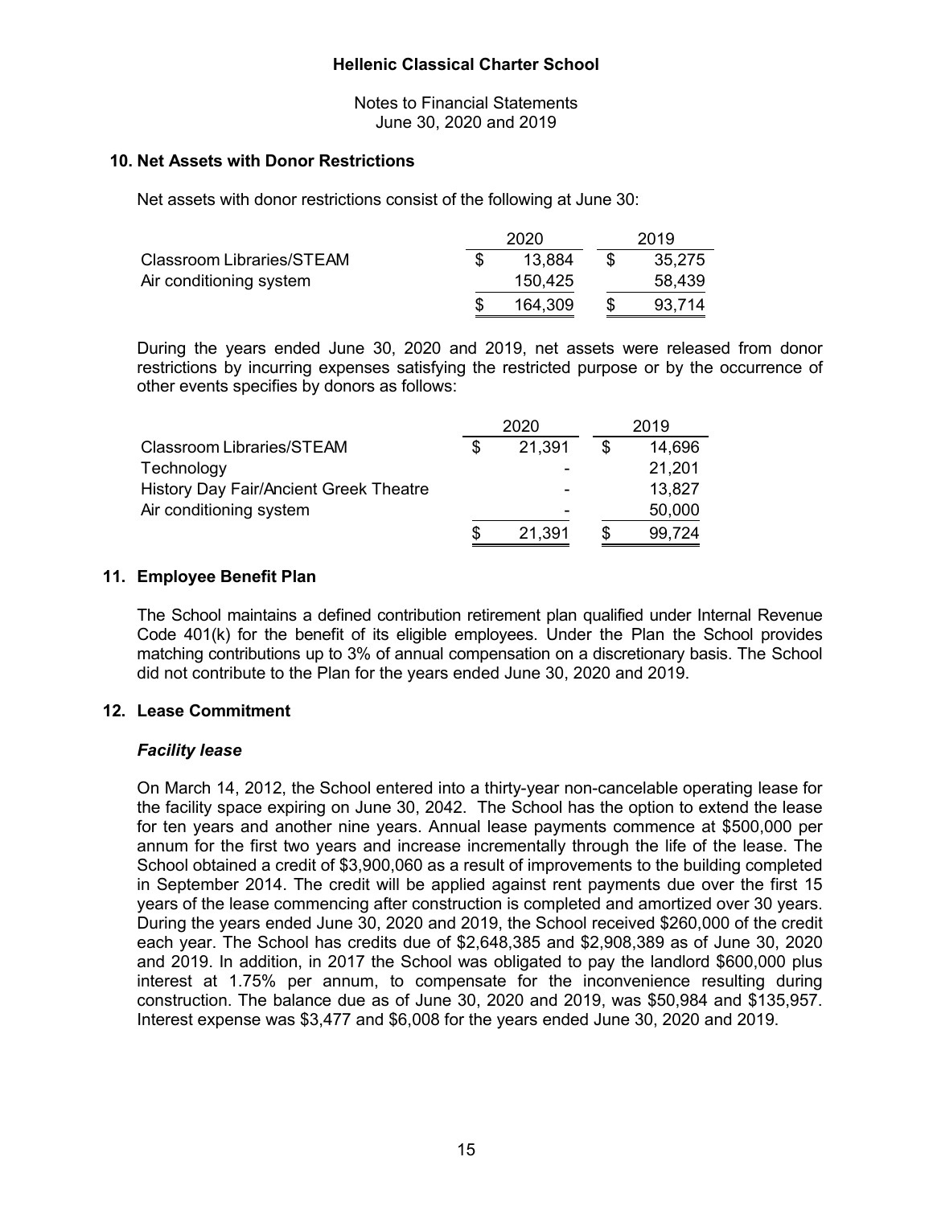Hellenic Classical Charter School

Notes to Financial Statements
June 30, 2020 and 2019

## 10. Net Assets with Donor Restrictions

Net assets with donor restrictions consist of the following at June 30:

| | 2020 | 2019 |
|---|---|---|
| Classroom Libraries/STEAM | $ 13,884 | $ 35,275 |
| Air conditioning system | 150,425 | 58,439 |
| | $ 164,309 | $ 93,714 |

During the years ended June 30, 2020 and 2019, net assets were released from donor restrictions by incurring expenses satisfying the restricted purpose or by the occurrence of other events specifies by donors as follows:

| | 2020 | 2019 |
|---|---|---|
| Classroom Libraries/STEAM | $ 21,391 | $ 14,696 |
| Technology | - | 21,201 |
| History Day Fair/Ancient Greek Theatre | - | 13,827 |
| Air conditioning system | - | 50,000 |
| | $ 21,391 | $ 99,724 |

## 11. Employee Benefit Plan

The School maintains a defined contribution retirement plan qualified under Internal Revenue Code 401(k) for the benefit of its eligible employees. Under the Plan the School provides matching contributions up to 3% of annual compensation on a discretionary basis. The School did not contribute to the Plan for the years ended June 30, 2020 and 2019.

## 12. Lease Commitment

### *Facility lease*

On March 14, 2012, the School entered into a thirty-year non-cancelable operating lease for the facility space expiring on June 30, 2042. The School has the option to extend the lease for ten years and another nine years. Annual lease payments commence at $500,000 per annum for the first two years and increase incrementally through the life of the lease. The School obtained a credit of $3,900,060 as a result of improvements to the building completed in September 2014. The credit will be applied against rent payments due over the first 15 years of the lease commencing after construction is completed and amortized over 30 years. During the years ended June 30, 2020 and 2019, the School received $260,000 of the credit each year. The School has credits due of $2,648,385 and $2,908,389 as of June 30, 2020 and 2019. In addition, in 2017 the School was obligated to pay the landlord $600,000 plus interest at 1.75% per annum, to compensate for the inconvenience resulting during construction. The balance due as of June 30, 2020 and 2019, was $50,984 and $135,957. Interest expense was $3,477 and $6,008 for the years ended June 30, 2020 and 2019.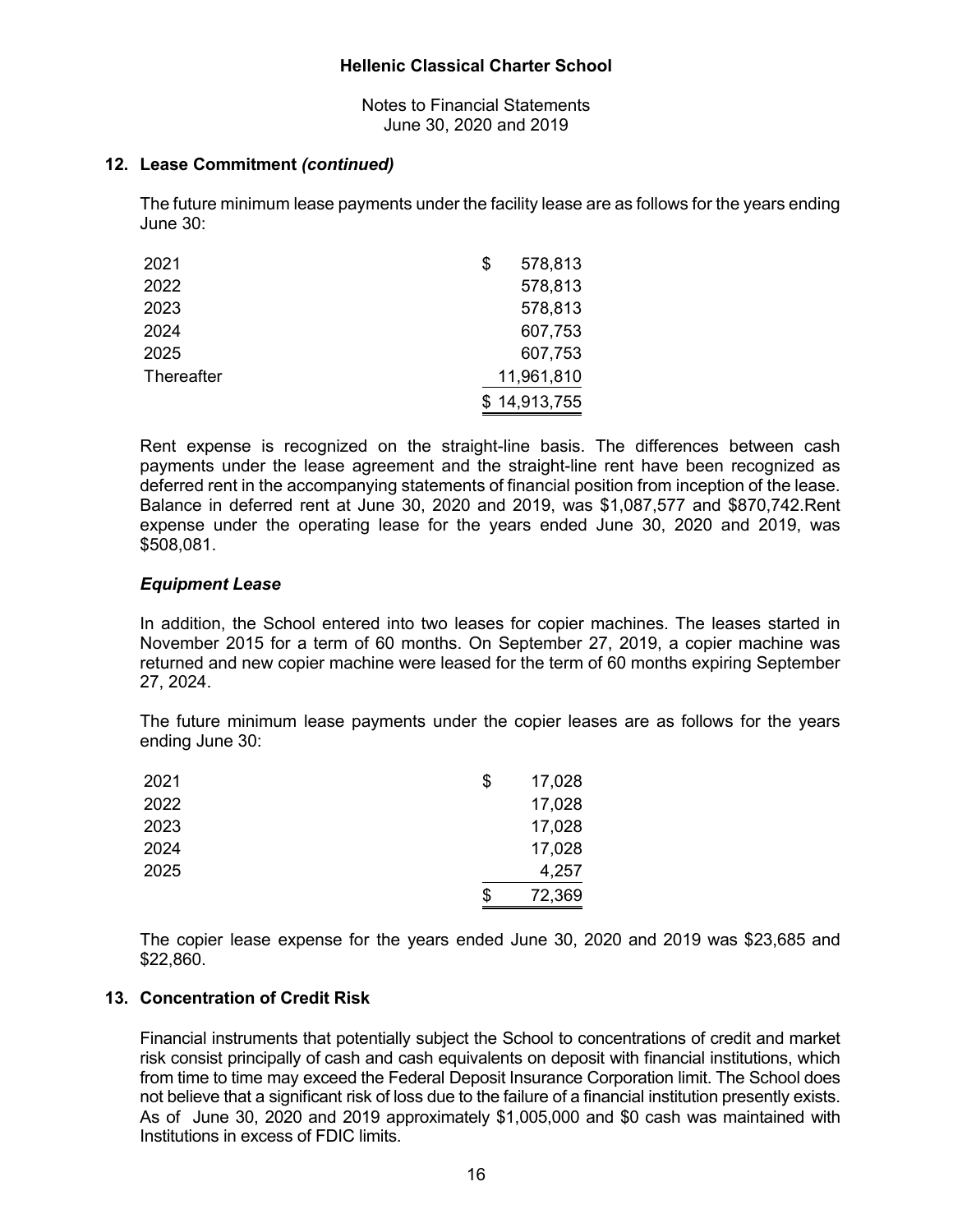Hellenic Classical Charter School

Notes to Financial Statements
June 30, 2020 and 2019

## 12. Lease Commitment *(continued)*

The future minimum lease payments under the facility lease are as follows for the years ending June 30:

| | |
|---|---|
| 2021 | $ 578,813 |
| 2022 | 578,813 |
| 2023 | 578,813 |
| 2024 | 607,753 |
| 2025 | 607,753 |
| Thereafter | 11,961,810 |
| | $ 14,913,755 |

Rent expense is recognized on the straight-line basis. The differences between cash payments under the lease agreement and the straight-line rent have been recognized as deferred rent in the accompanying statements of financial position from inception of the lease. Balance in deferred rent at June 30, 2020 and 2019, was $1,087,577 and $870,742.Rent expense under the operating lease for the years ended June 30, 2020 and 2019, was $508,081.

### *Equipment Lease*

In addition, the School entered into two leases for copier machines. The leases started in November 2015 for a term of 60 months. On September 27, 2019, a copier machine was returned and new copier machine were leased for the term of 60 months expiring September 27, 2024.

The future minimum lease payments under the copier leases are as follows for the years ending June 30:

| | |
|---|---|
| 2021 | $ 17,028 |
| 2022 | 17,028 |
| 2023 | 17,028 |
| 2024 | 17,028 |
| 2025 | 4,257 |
| | $ 72,369 |

The copier lease expense for the years ended June 30, 2020 and 2019 was $23,685 and $22,860.

## 13. Concentration of Credit Risk

Financial instruments that potentially subject the School to concentrations of credit and market risk consist principally of cash and cash equivalents on deposit with financial institutions, which from time to time may exceed the Federal Deposit Insurance Corporation limit. The School does not believe that a significant risk of loss due to the failure of a financial institution presently exists. As of June 30, 2020 and 2019 approximately $1,005,000 and $0 cash was maintained with Institutions in excess of FDIC limits.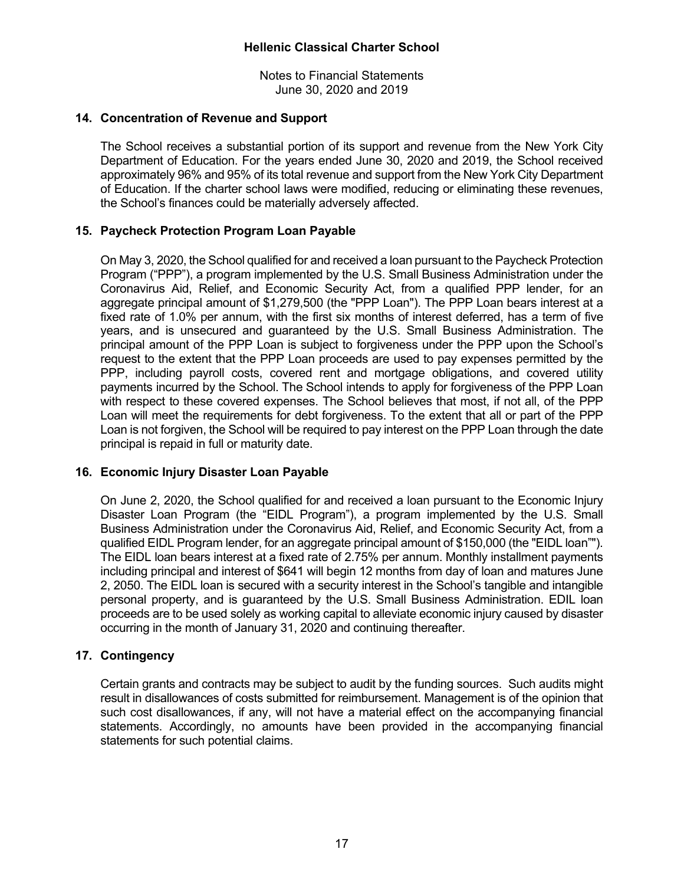# Hellenic Classical Charter School

Notes to Financial Statements
June 30, 2020 and 2019

## 14. Concentration of Revenue and Support

The School receives a substantial portion of its support and revenue from the New York City Department of Education. For the years ended June 30, 2020 and 2019, the School received approximately 96% and 95% of its total revenue and support from the New York City Department of Education. If the charter school laws were modified, reducing or eliminating these revenues, the School's finances could be materially adversely affected.

## 15. Paycheck Protection Program Loan Payable

On May 3, 2020, the School qualified for and received a loan pursuant to the Paycheck Protection Program ("PPP"), a program implemented by the U.S. Small Business Administration under the Coronavirus Aid, Relief, and Economic Security Act, from a qualified PPP lender, for an aggregate principal amount of $1,279,500 (the "PPP Loan"). The PPP Loan bears interest at a fixed rate of 1.0% per annum, with the first six months of interest deferred, has a term of five years, and is unsecured and guaranteed by the U.S. Small Business Administration. The principal amount of the PPP Loan is subject to forgiveness under the PPP upon the School's request to the extent that the PPP Loan proceeds are used to pay expenses permitted by the PPP, including payroll costs, covered rent and mortgage obligations, and covered utility payments incurred by the School. The School intends to apply for forgiveness of the PPP Loan with respect to these covered expenses. The School believes that most, if not all, of the PPP Loan will meet the requirements for debt forgiveness. To the extent that all or part of the PPP Loan is not forgiven, the School will be required to pay interest on the PPP Loan through the date principal is repaid in full or maturity date.

## 16. Economic Injury Disaster Loan Payable

On June 2, 2020, the School qualified for and received a loan pursuant to the Economic Injury Disaster Loan Program (the "EIDL Program"), a program implemented by the U.S. Small Business Administration under the Coronavirus Aid, Relief, and Economic Security Act, from a qualified EIDL Program lender, for an aggregate principal amount of $150,000 (the "EIDL loan""). The EIDL loan bears interest at a fixed rate of 2.75% per annum. Monthly installment payments including principal and interest of $641 will begin 12 months from day of loan and matures June 2, 2050. The EIDL loan is secured with a security interest in the School's tangible and intangible personal property, and is guaranteed by the U.S. Small Business Administration. EDIL loan proceeds are to be used solely as working capital to alleviate economic injury caused by disaster occurring in the month of January 31, 2020 and continuing thereafter.

## 17. Contingency

Certain grants and contracts may be subject to audit by the funding sources. Such audits might result in disallowances of costs submitted for reimbursement. Management is of the opinion that such cost disallowances, if any, will not have a material effect on the accompanying financial statements. Accordingly, no amounts have been provided in the accompanying financial statements for such potential claims.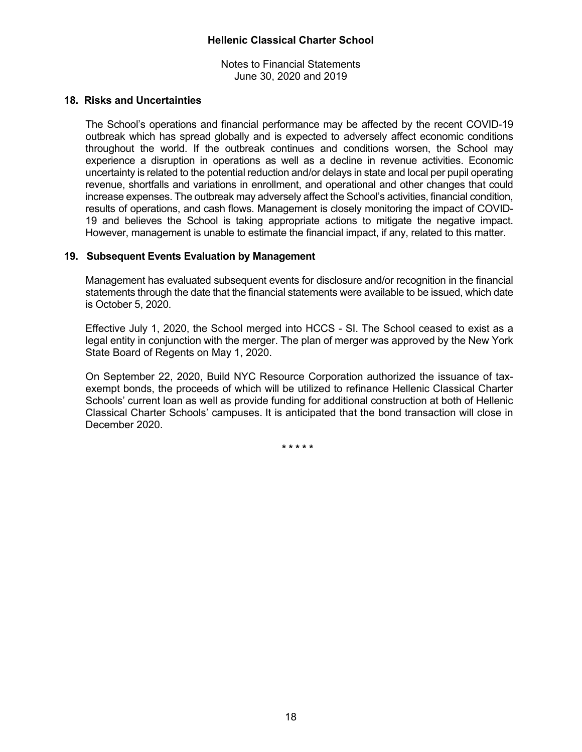## 18. Risks and Uncertainties

The School's operations and financial performance may be affected by the recent COVID-19 outbreak which has spread globally and is expected to adversely affect economic conditions throughout the world. If the outbreak continues and conditions worsen, the School may experience a disruption in operations as well as a decline in revenue activities. Economic uncertainty is related to the potential reduction and/or delays in state and local per pupil operating revenue, shortfalls and variations in enrollment, and operational and other changes that could increase expenses. The outbreak may adversely affect the School's activities, financial condition, results of operations, and cash flows. Management is closely monitoring the impact of COVID-19 and believes the School is taking appropriate actions to mitigate the negative impact. However, management is unable to estimate the financial impact, if any, related to this matter.

## 19. Subsequent Events Evaluation by Management

Management has evaluated subsequent events for disclosure and/or recognition in the financial statements through the date that the financial statements were available to be issued, which date is October 5, 2020.

Effective July 1, 2020, the School merged into HCCS - SI. The School ceased to exist as a legal entity in conjunction with the merger. The plan of merger was approved by the New York State Board of Regents on May 1, 2020.

On September 22, 2020, Build NYC Resource Corporation authorized the issuance of tax-exempt bonds, the proceeds of which will be utilized to refinance Hellenic Classical Charter Schools' current loan as well as provide funding for additional construction at both of Hellenic Classical Charter Schools' campuses. It is anticipated that the bond transaction will close in December 2020.

\* \* \* \* \*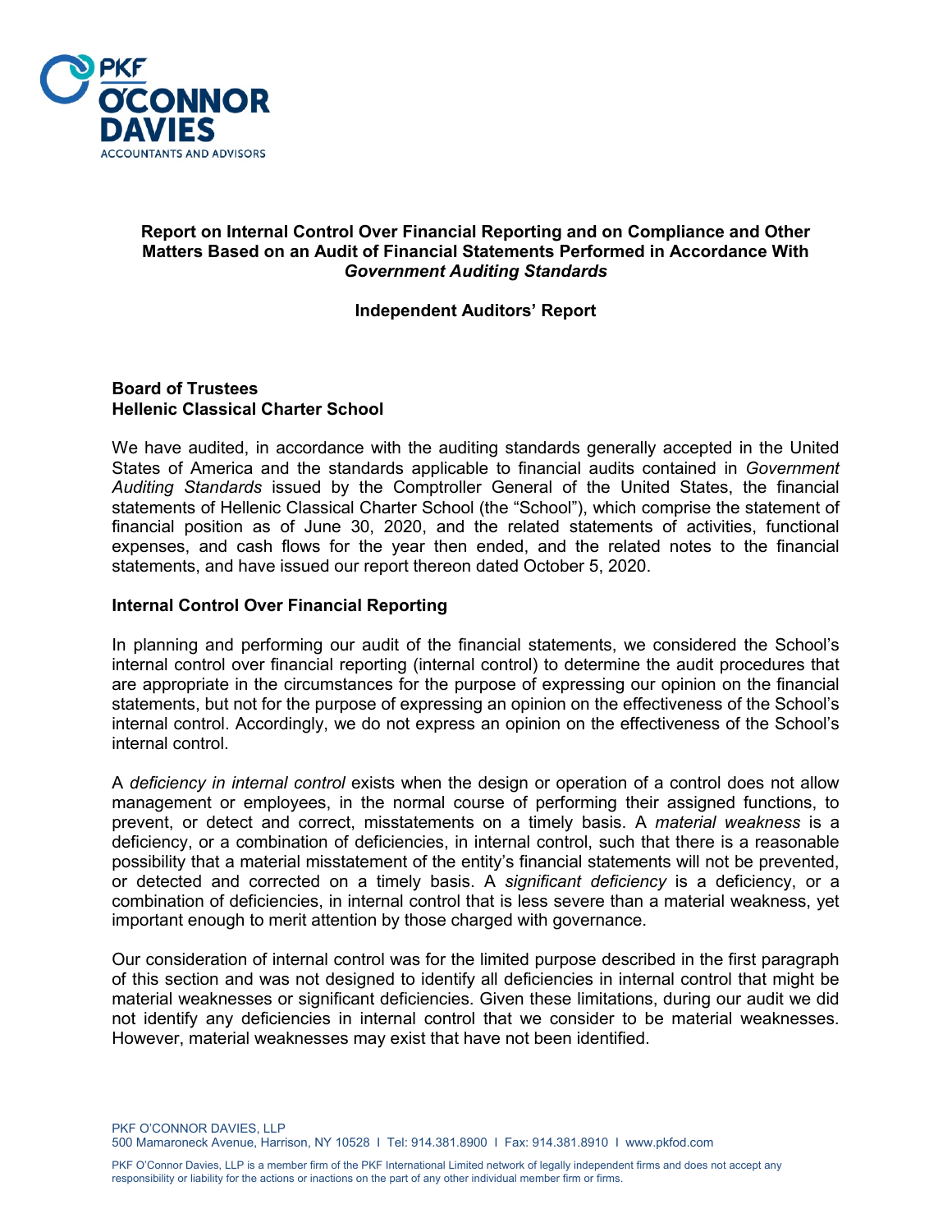PKF O'CONNOR DAVIES
ACCOUNTANTS AND ADVISORS

## Report on Internal Control Over Financial Reporting and on Compliance and Other Matters Based on an Audit of Financial Statements Performed in Accordance With *Government Auditing Standards*

### Independent Auditors' Report

**Board of Trustees**
**Hellenic Classical Charter School**

We have audited, in accordance with the auditing standards generally accepted in the United States of America and the standards applicable to financial audits contained in *Government Auditing Standards* issued by the Comptroller General of the United States, the financial statements of Hellenic Classical Charter School (the "School"), which comprise the statement of financial position as of June 30, 2020, and the related statements of activities, functional expenses, and cash flows for the year then ended, and the related notes to the financial statements, and have issued our report thereon dated October 5, 2020.

**Internal Control Over Financial Reporting**

In planning and performing our audit of the financial statements, we considered the School's internal control over financial reporting (internal control) to determine the audit procedures that are appropriate in the circumstances for the purpose of expressing our opinion on the financial statements, but not for the purpose of expressing an opinion on the effectiveness of the School's internal control. Accordingly, we do not express an opinion on the effectiveness of the School's internal control.

A *deficiency in internal control* exists when the design or operation of a control does not allow management or employees, in the normal course of performing their assigned functions, to prevent, or detect and correct, misstatements on a timely basis. A *material weakness* is a deficiency, or a combination of deficiencies, in internal control, such that there is a reasonable possibility that a material misstatement of the entity's financial statements will not be prevented, or detected and corrected on a timely basis. A *significant deficiency* is a deficiency, or a combination of deficiencies, in internal control that is less severe than a material weakness, yet important enough to merit attention by those charged with governance.

Our consideration of internal control was for the limited purpose described in the first paragraph of this section and was not designed to identify all deficiencies in internal control that might be material weaknesses or significant deficiencies. Given these limitations, during our audit we did not identify any deficiencies in internal control that we consider to be material weaknesses. However, material weaknesses may exist that have not been identified.

PKF O'CONNOR DAVIES, LLP
500 Mamaroneck Avenue, Harrison, NY 10528 I Tel: 914.381.8900 I Fax: 914.381.8910 I www.pkfod.com

PKF O'Connor Davies, LLP is a member firm of the PKF International Limited network of legally independent firms and does not accept any responsibility or liability for the actions or inactions on the part of any other individual member firm or firms.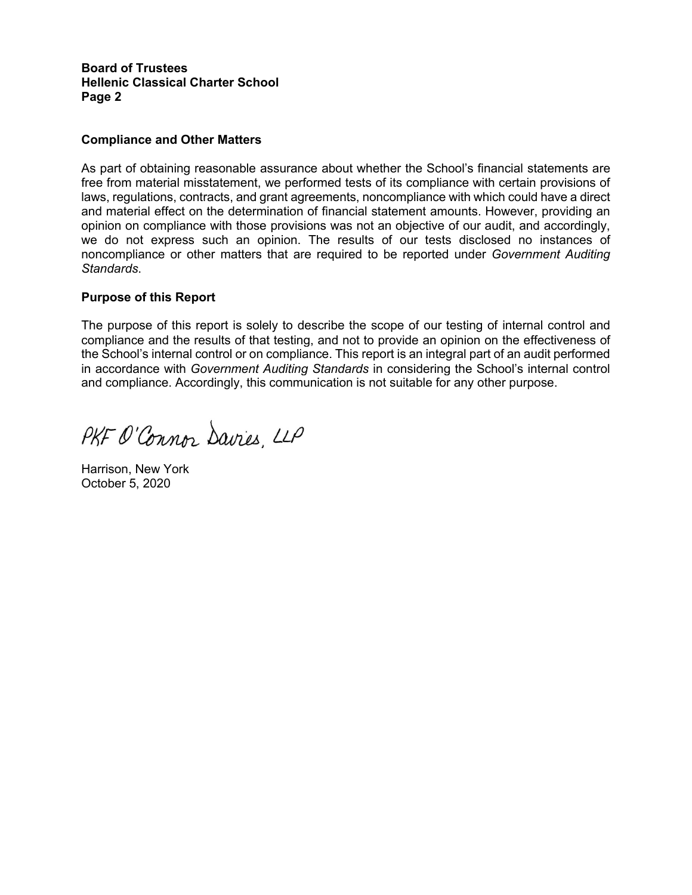Board of Trustees
Hellenic Classical Charter School
Page 2

### Compliance and Other Matters

As part of obtaining reasonable assurance about whether the School's financial statements are free from material misstatement, we performed tests of its compliance with certain provisions of laws, regulations, contracts, and grant agreements, noncompliance with which could have a direct and material effect on the determination of financial statement amounts. However, providing an opinion on compliance with those provisions was not an objective of our audit, and accordingly, we do not express such an opinion. The results of our tests disclosed no instances of noncompliance or other matters that are required to be reported under *Government Auditing Standards*.

### Purpose of this Report

The purpose of this report is solely to describe the scope of our testing of internal control and compliance and the results of that testing, and not to provide an opinion on the effectiveness of the School's internal control or on compliance. This report is an integral part of an audit performed in accordance with *Government Auditing Standards* in considering the School's internal control and compliance. Accordingly, this communication is not suitable for any other purpose.

PKF O'Connor Davies, LLP

Harrison, New York
October 5, 2020